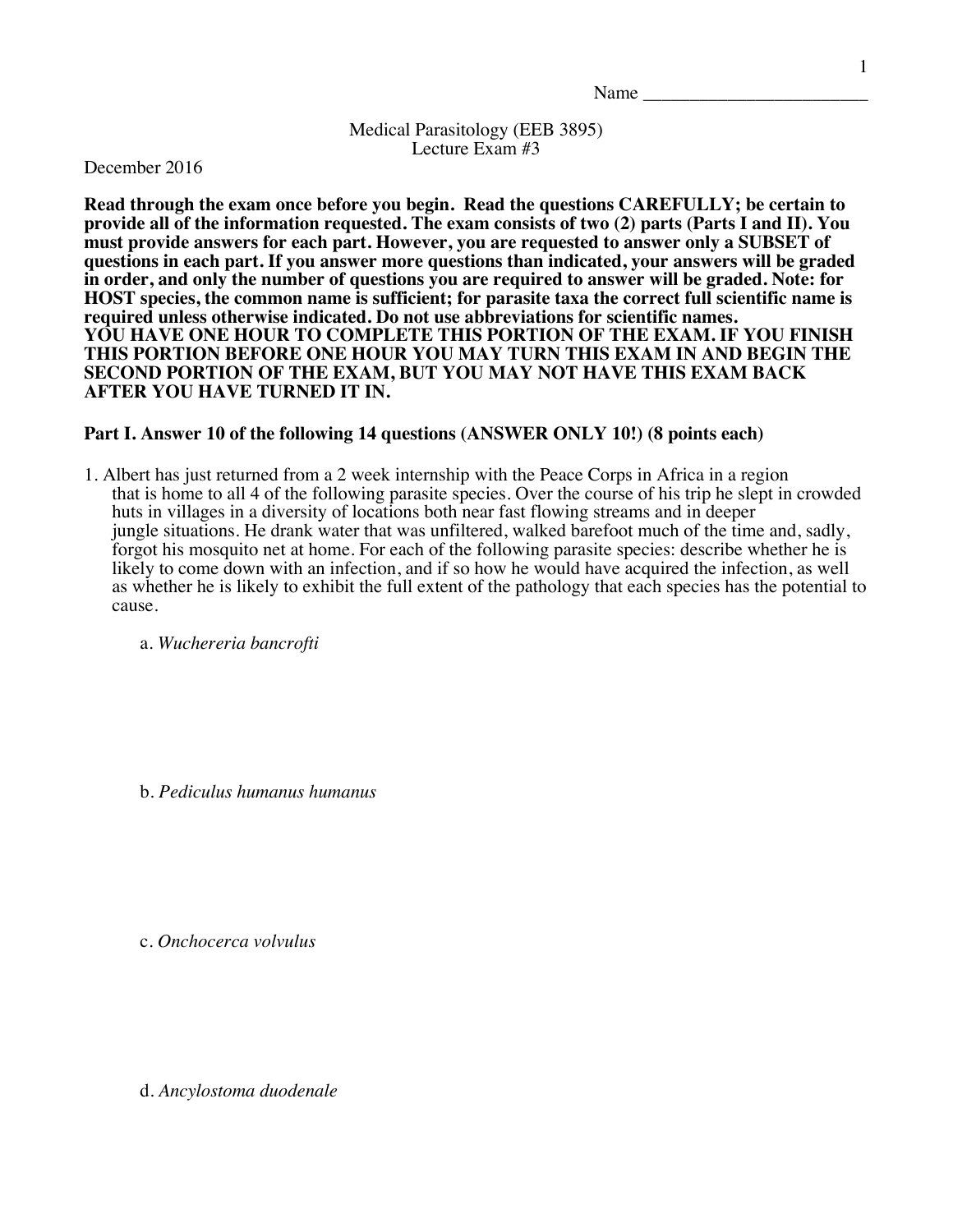Name ________________________

Medical Parasitology (EEB 3895)
Lecture Exam #3

December 2016

**Read through the exam once before you begin. Read the questions CAREFULLY; be certain to provide all of the information requested. The exam consists of two (2) parts (Parts I and II). You must provide answers for each part. However, you are requested to answer only a SUBSET of questions in each part. If you answer more questions than indicated, your answers will be graded in order, and only the number of questions you are required to answer will be graded. Note: for HOST species, the common name is sufficient; for parasite taxa the correct full scientific name is required unless otherwise indicated. Do not use abbreviations for scientific names.**
**YOU HAVE ONE HOUR TO COMPLETE THIS PORTION OF THE EXAM. IF YOU FINISH THIS PORTION BEFORE ONE HOUR YOU MAY TURN THIS EXAM IN AND BEGIN THE SECOND PORTION OF THE EXAM, BUT YOU MAY NOT HAVE THIS EXAM BACK AFTER YOU HAVE TURNED IT IN.**

**Part I. Answer 10 of the following 14 questions (ANSWER ONLY 10!) (8 points each)**

1. Albert has just returned from a 2 week internship with the Peace Corps in Africa in a region that is home to all 4 of the following parasite species. Over the course of his trip he slept in crowded huts in villages in a diversity of locations both near fast flowing streams and in deeper jungle situations. He drank water that was unfiltered, walked barefoot much of the time and, sadly, forgot his mosquito net at home. For each of the following parasite species: describe whether he is likely to come down with an infection, and if so how he would have acquired the infection, as well as whether he is likely to exhibit the full extent of the pathology that each species has the potential to cause.

   a. *Wuchereria bancrofti*

   b. *Pediculus humanus humanus*

   c. *Onchocerca volvulus*

   d. *Ancylostoma duodenale*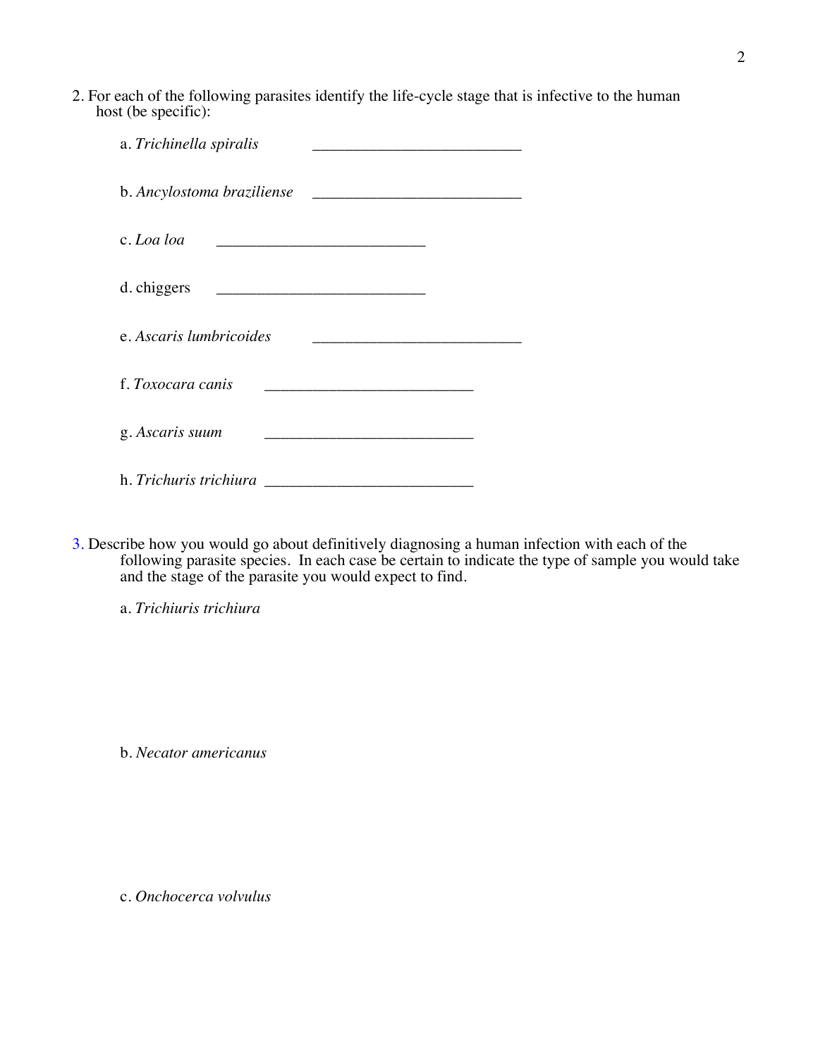2. For each of the following parasites identify the life-cycle stage that is infective to the human host (be specific):

   a. *Trichinella spiralis* ___________________________

   b. *Ancylostoma braziliense* ___________________________

   c. *Loa loa* ___________________________

   d. chiggers ___________________________

   e. *Ascaris lumbricoides* ___________________________

   f. *Toxocara canis* ___________________________

   g. *Ascaris suum* ___________________________

   h. *Trichuris trichiura* ___________________________

3. Describe how you would go about definitively diagnosing a human infection with each of the following parasite species. In each case be certain to indicate the type of sample you would take and the stage of the parasite you would expect to find.

   a. *Trichiuris trichiura*

   b. *Necator americanus*

   c. *Onchocerca volvulus*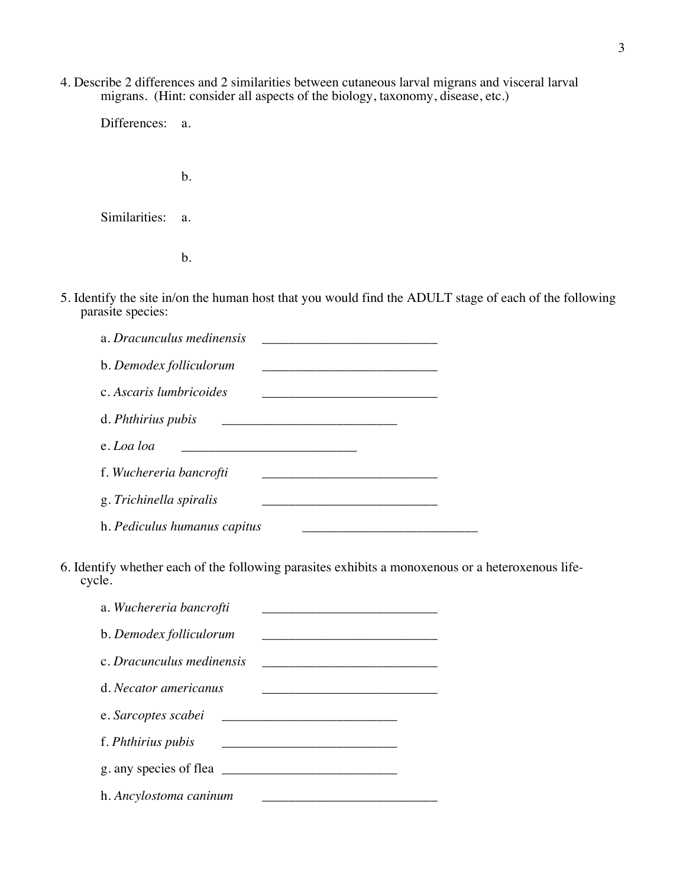4. Describe 2 differences and 2 similarities between cutaneous larval migrans and visceral larval migrans. (Hint: consider all aspects of the biology, taxonomy, disease, etc.)

Differences: a.

b.

Similarities: a.

b.

5. Identify the site in/on the human host that you would find the ADULT stage of each of the following parasite species:

a. *Dracunculus medinensis* ___________________________

b. *Demodex folliculorum* ___________________________

c. *Ascaris lumbricoides* ___________________________

d. *Phthirius pubis* ___________________________

e. *Loa loa* ___________________________

f. *Wuchereria bancrofti* ___________________________

g. *Trichinella spiralis* ___________________________

h. *Pediculus humanus capitus* ___________________________

6. Identify whether each of the following parasites exhibits a monoxenous or a heteroxenous life-cycle.

a. *Wuchereria bancrofti* ___________________________

b. *Demodex folliculorum* ___________________________

c. *Dracunculus medinensis* ___________________________

d. *Necator americanus* ___________________________

e. *Sarcoptes scabei* ___________________________

f. *Phthirius pubis* ___________________________

g. any species of flea ___________________________

h. *Ancylostoma caninum* ___________________________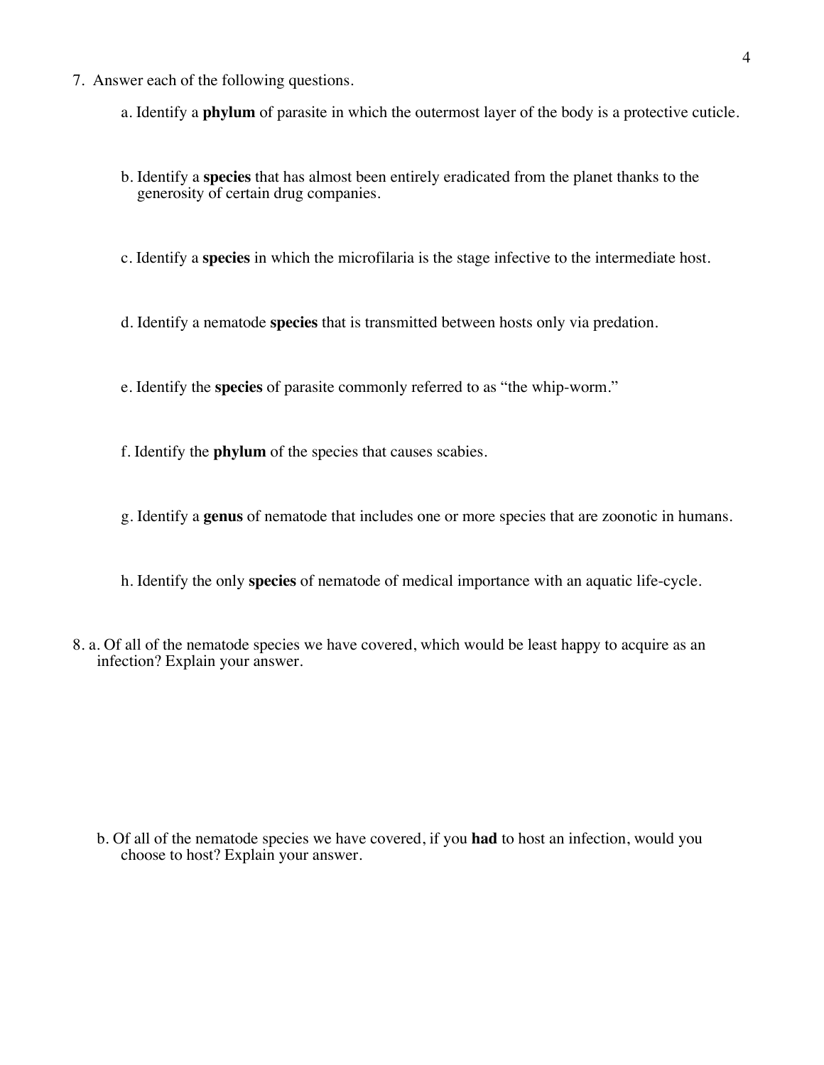7. Answer each of the following questions.

   a. Identify a **phylum** of parasite in which the outermost layer of the body is a protective cuticle.

   b. Identify a **species** that has almost been entirely eradicated from the planet thanks to the generosity of certain drug companies.

   c. Identify a **species** in which the microfilaria is the stage infective to the intermediate host.

   d. Identify a nematode **species** that is transmitted between hosts only via predation.

   e. Identify the **species** of parasite commonly referred to as "the whip-worm."

   f. Identify the **phylum** of the species that causes scabies.

   g. Identify a **genus** of nematode that includes one or more species that are zoonotic in humans.

   h. Identify the only **species** of nematode of medical importance with an aquatic life-cycle.

8. a. Of all of the nematode species we have covered, which would be least happy to acquire as an infection? Explain your answer.

   b. Of all of the nematode species we have covered, if you **had** to host an infection, would you choose to host? Explain your answer.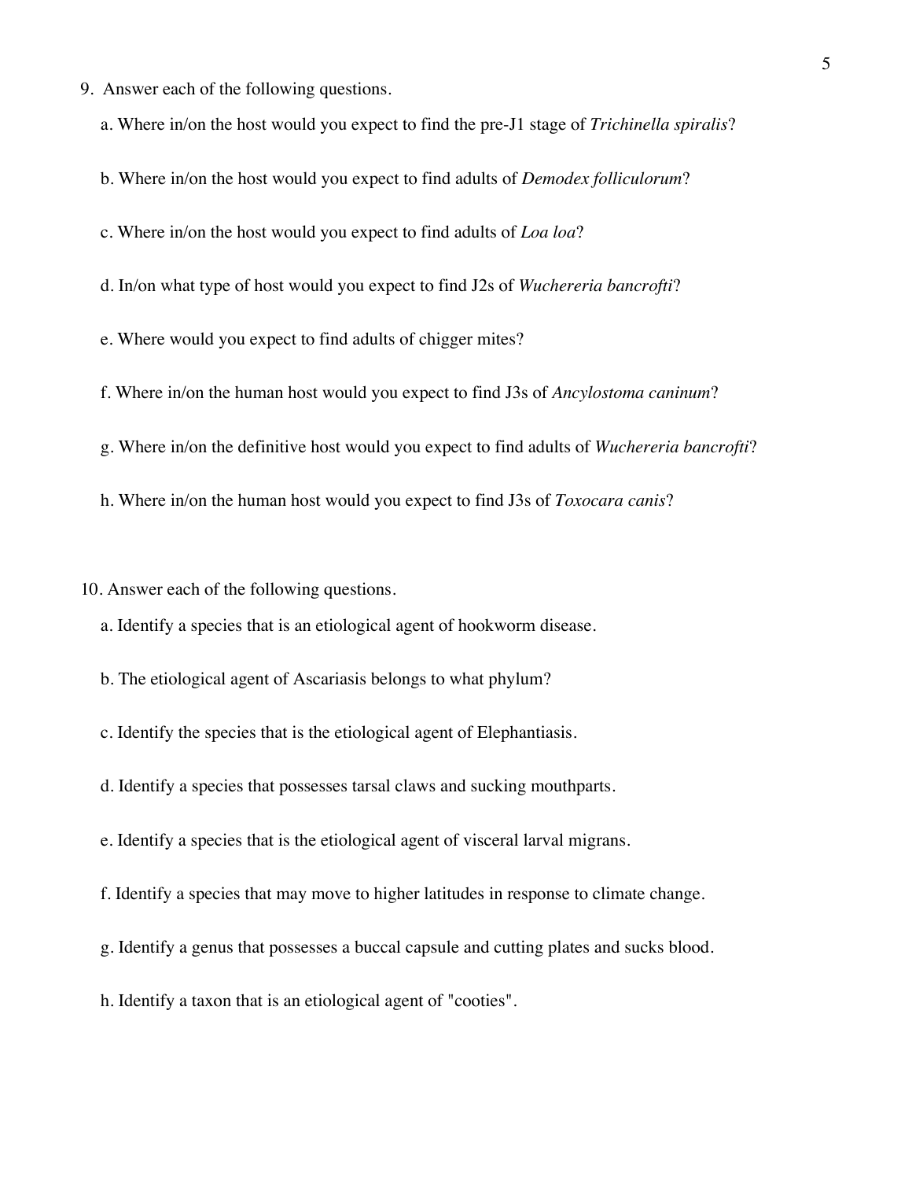9. Answer each of the following questions.

   a. Where in/on the host would you expect to find the pre-J1 stage of *Trichinella spiralis*?

   b. Where in/on the host would you expect to find adults of *Demodex folliculorum*?

   c. Where in/on the host would you expect to find adults of *Loa loa*?

   d. In/on what type of host would you expect to find J2s of *Wuchereria bancrofti*?

   e. Where would you expect to find adults of chigger mites?

   f. Where in/on the human host would you expect to find J3s of *Ancylostoma caninum*?

   g. Where in/on the definitive host would you expect to find adults of *Wuchereria bancrofti*?

   h. Where in/on the human host would you expect to find J3s of *Toxocara canis*?

10. Answer each of the following questions.

    a. Identify a species that is an etiological agent of hookworm disease.

    b. The etiological agent of Ascariasis belongs to what phylum?

    c. Identify the species that is the etiological agent of Elephantiasis.

    d. Identify a species that possesses tarsal claws and sucking mouthparts.

    e. Identify a species that is the etiological agent of visceral larval migrans.

    f. Identify a species that may move to higher latitudes in response to climate change.

    g. Identify a genus that possesses a buccal capsule and cutting plates and sucks blood.

    h. Identify a taxon that is an etiological agent of "cooties".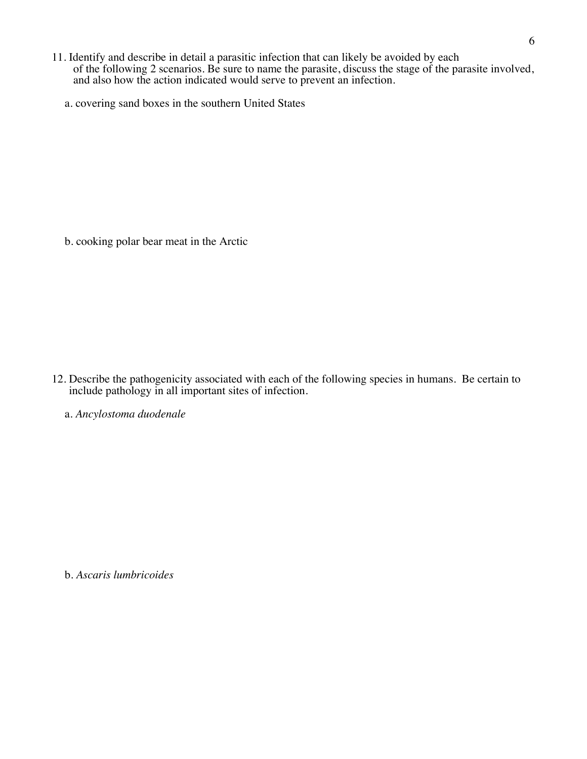11. Identify and describe in detail a parasitic infection that can likely be avoided by each of the following 2 scenarios. Be sure to name the parasite, discuss the stage of the parasite involved, and also how the action indicated would serve to prevent an infection.

   a. covering sand boxes in the southern United States

   b. cooking polar bear meat in the Arctic

12. Describe the pathogenicity associated with each of the following species in humans. Be certain to include pathology in all important sites of infection.

   a. *Ancylostoma duodenale*

   b. *Ascaris lumbricoides*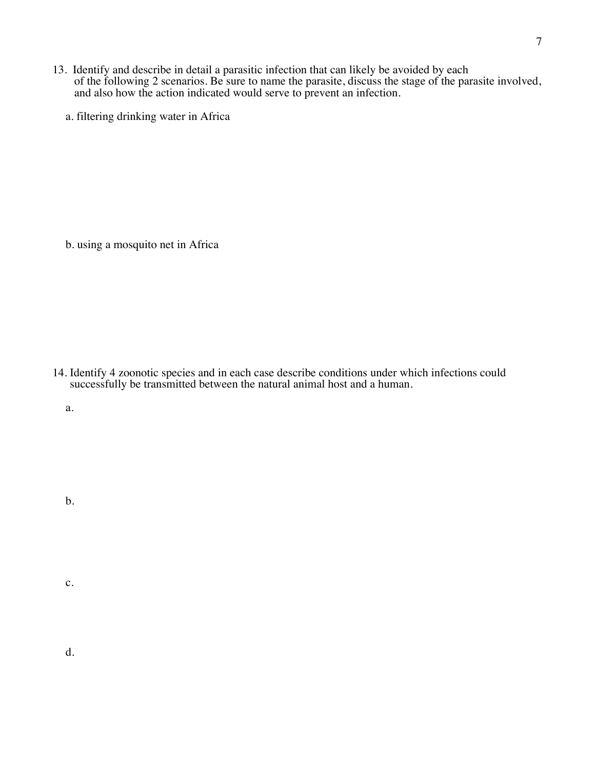13. Identify and describe in detail a parasitic infection that can likely be avoided by each of the following 2 scenarios. Be sure to name the parasite, discuss the stage of the parasite involved, and also how the action indicated would serve to prevent an infection.

   a. filtering drinking water in Africa

   b. using a mosquito net in Africa

14. Identify 4 zoonotic species and in each case describe conditions under which infections could successfully be transmitted between the natural animal host and a human.

   a.

   b.

   c.

   d.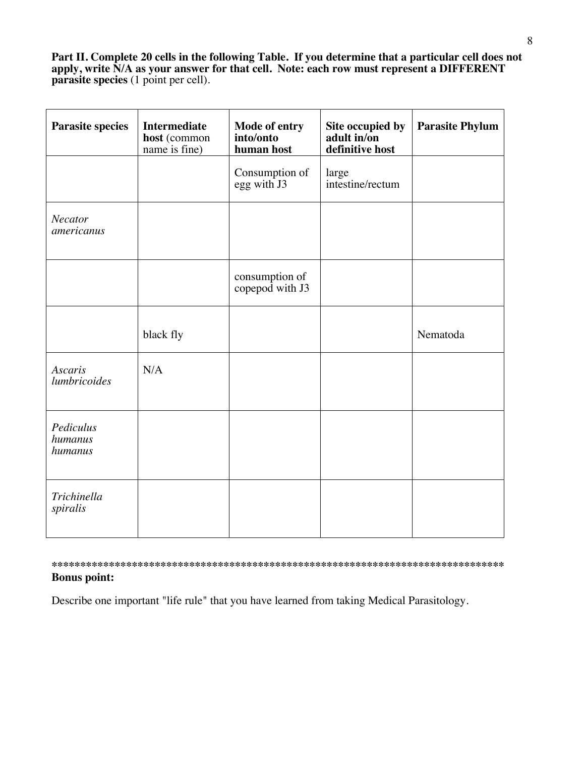**Part II. Complete 20 cells in the following Table. If you determine that a particular cell does not apply, write N/A as your answer for that cell. Note: each row must represent a DIFFERENT parasite species** (1 point per cell).

| Parasite species | Intermediate host (common name is fine) | Mode of entry into/onto human host | Site occupied by adult in/on definitive host | Parasite Phylum |
|---|---|---|---|---|
| | | Consumption of egg with J3 | large intestine/rectum | |
| *Necator americanus* | | | | |
| | | consumption of copepod with J3 | | |
| | black fly | | | Nematoda |
| *Ascaris lumbricoides* | N/A | | | |
| *Pediculus humanus humanus* | | | | |
| *Trichinella spiralis* | | | | |

*********************************************************************************

**Bonus point:**

Describe one important "life rule" that you have learned from taking Medical Parasitology.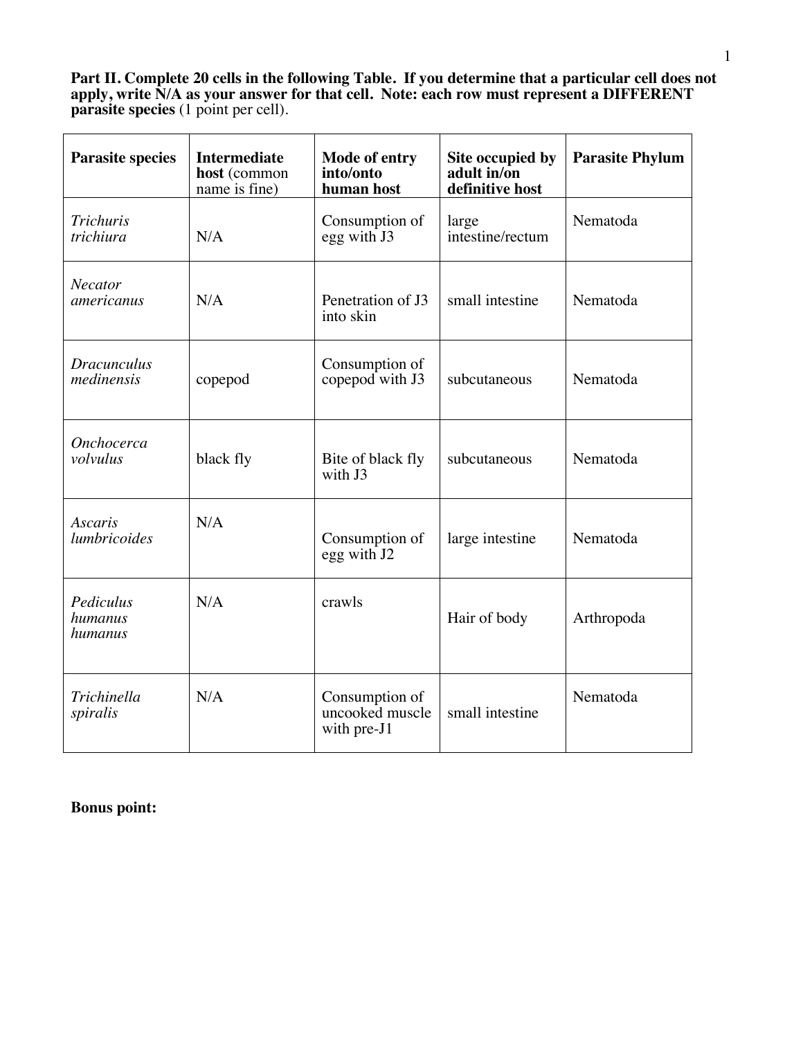**Part II. Complete 20 cells in the following Table. If you determine that a particular cell does not apply, write N/A as your answer for that cell. Note: each row must represent a DIFFERENT parasite species** (1 point per cell).

| **Parasite species** | **Intermediate host** (common name is fine) | **Mode of entry into/onto human host** | **Site occupied by adult in/on definitive host** | **Parasite Phylum** |
|---|---|---|---|---|
| *Trichuris trichiura* | N/A | Consumption of egg with J3 | large intestine/rectum | Nematoda |
| *Necator americanus* | N/A | Penetration of J3 into skin | small intestine | Nematoda |
| *Dracunculus medinensis* | copepod | Consumption of copepod with J3 | subcutaneous | Nematoda |
| *Onchocerca volvulus* | black fly | Bite of black fly with J3 | subcutaneous | Nematoda |
| *Ascaris lumbricoides* | N/A | Consumption of egg with J2 | large intestine | Nematoda |
| *Pediculus humanus humanus* | N/A | crawls | Hair of body | Arthropoda |
| *Trichinella spiralis* | N/A | Consumption of uncooked muscle with pre-J1 | small intestine | Nematoda |

**Bonus point:**